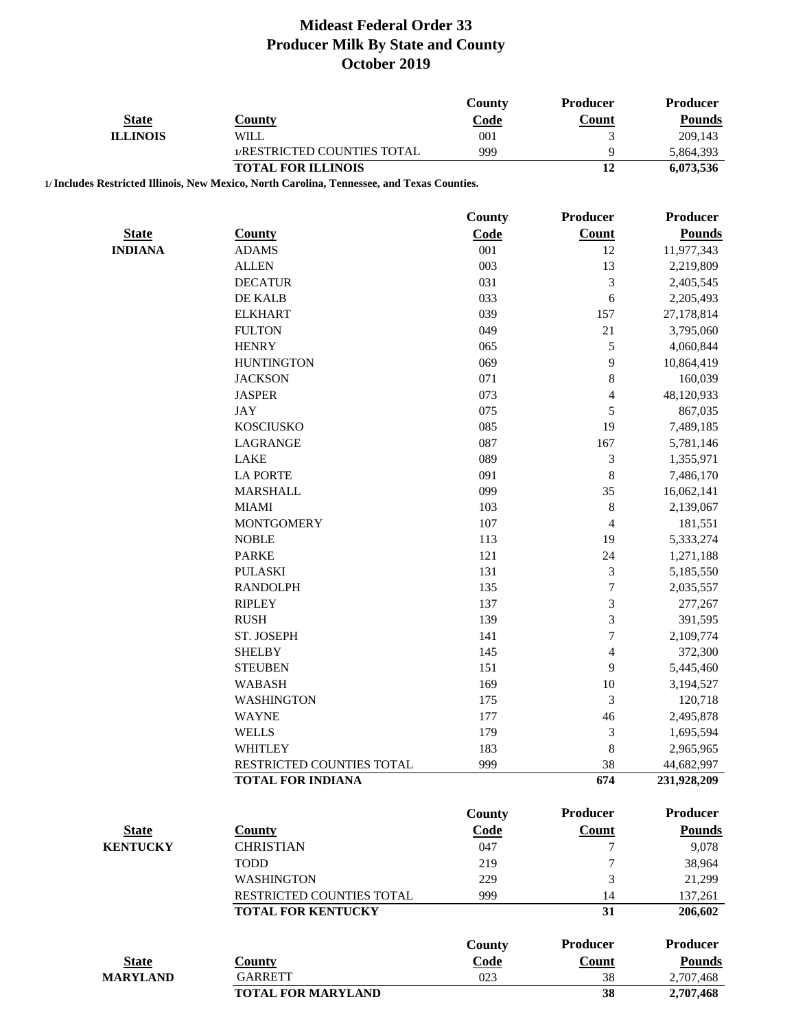# Mideast Federal Order 33
## Producer Milk By State and County
## October 2019

| State | County | County Code | Producer Count | Producer Pounds |
|---|---|---|---|---|
| ILLINOIS | WILL | 001 | 3 | 209,143 |
| | 1/RESTRICTED COUNTIES TOTAL | 999 | 9 | 5,864,393 |
| | **TOTAL FOR ILLINOIS** | | **12** | **6,073,536** |

**1/ Includes Restricted Illinois, New Mexico, North Carolina, Tennessee, and Texas Counties.**

| State | County | County Code | Producer Count | Producer Pounds |
|---|---|---|---|---|
| INDIANA | ADAMS | 001 | 12 | 11,977,343 |
| | ALLEN | 003 | 13 | 2,219,809 |
| | DECATUR | 031 | 3 | 2,405,545 |
| | DE KALB | 033 | 6 | 2,205,493 |
| | ELKHART | 039 | 157 | 27,178,814 |
| | FULTON | 049 | 21 | 3,795,060 |
| | HENRY | 065 | 5 | 4,060,844 |
| | HUNTINGTON | 069 | 9 | 10,864,419 |
| | JACKSON | 071 | 8 | 160,039 |
| | JASPER | 073 | 4 | 48,120,933 |
| | JAY | 075 | 5 | 867,035 |
| | KOSCIUSKO | 085 | 19 | 7,489,185 |
| | LAGRANGE | 087 | 167 | 5,781,146 |
| | LAKE | 089 | 3 | 1,355,971 |
| | LA PORTE | 091 | 8 | 7,486,170 |
| | MARSHALL | 099 | 35 | 16,062,141 |
| | MIAMI | 103 | 8 | 2,139,067 |
| | MONTGOMERY | 107 | 4 | 181,551 |
| | NOBLE | 113 | 19 | 5,333,274 |
| | PARKE | 121 | 24 | 1,271,188 |
| | PULASKI | 131 | 3 | 5,185,550 |
| | RANDOLPH | 135 | 7 | 2,035,557 |
| | RIPLEY | 137 | 3 | 277,267 |
| | RUSH | 139 | 3 | 391,595 |
| | ST. JOSEPH | 141 | 7 | 2,109,774 |
| | SHELBY | 145 | 4 | 372,300 |
| | STEUBEN | 151 | 9 | 5,445,460 |
| | WABASH | 169 | 10 | 3,194,527 |
| | WASHINGTON | 175 | 3 | 120,718 |
| | WAYNE | 177 | 46 | 2,495,878 |
| | WELLS | 179 | 3 | 1,695,594 |
| | WHITLEY | 183 | 8 | 2,965,965 |
| | RESTRICTED COUNTIES TOTAL | 999 | 38 | 44,682,997 |
| | **TOTAL FOR INDIANA** | | **674** | **231,928,209** |

| State | County | County Code | Producer Count | Producer Pounds |
|---|---|---|---|---|
| KENTUCKY | CHRISTIAN | 047 | 7 | 9,078 |
| | TODD | 219 | 7 | 38,964 |
| | WASHINGTON | 229 | 3 | 21,299 |
| | RESTRICTED COUNTIES TOTAL | 999 | 14 | 137,261 |
| | **TOTAL FOR KENTUCKY** | | **31** | **206,602** |

| State | County | County Code | Producer Count | Producer Pounds |
|---|---|---|---|---|
| MARYLAND | GARRETT | 023 | 38 | 2,707,468 |
| | **TOTAL FOR MARYLAND** | | **38** | **2,707,468** |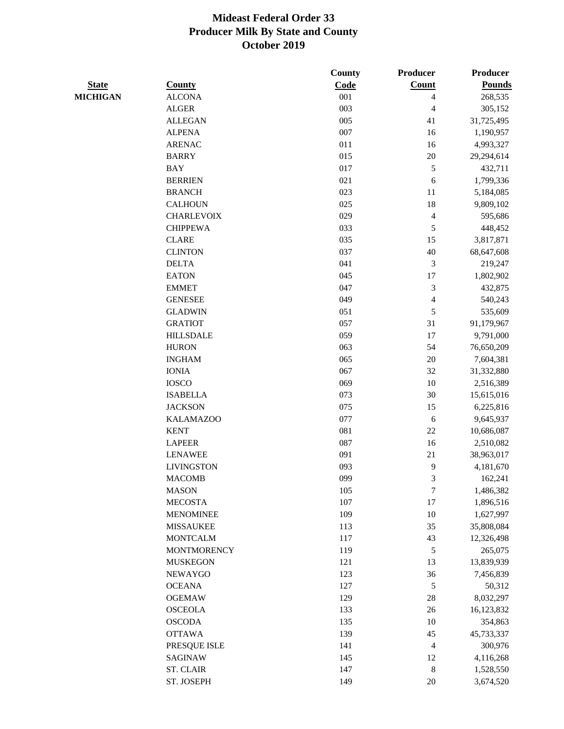# Mideast Federal Order 33
## Producer Milk By State and County
## October 2019

| State | County | County Code | Producer Count | Producer Pounds |
|---|---|---|---|---|
| MICHIGAN | ALCONA | 001 | 4 | 268,535 |
| | ALGER | 003 | 4 | 305,152 |
| | ALLEGAN | 005 | 41 | 31,725,495 |
| | ALPENA | 007 | 16 | 1,190,957 |
| | ARENAC | 011 | 16 | 4,993,327 |
| | BARRY | 015 | 20 | 29,294,614 |
| | BAY | 017 | 5 | 432,711 |
| | BERRIEN | 021 | 6 | 1,799,336 |
| | BRANCH | 023 | 11 | 5,184,085 |
| | CALHOUN | 025 | 18 | 9,809,102 |
| | CHARLEVOIX | 029 | 4 | 595,686 |
| | CHIPPEWA | 033 | 5 | 448,452 |
| | CLARE | 035 | 15 | 3,817,871 |
| | CLINTON | 037 | 40 | 68,647,608 |
| | DELTA | 041 | 3 | 219,247 |
| | EATON | 045 | 17 | 1,802,902 |
| | EMMET | 047 | 3 | 432,875 |
| | GENESEE | 049 | 4 | 540,243 |
| | GLADWIN | 051 | 5 | 535,609 |
| | GRATIOT | 057 | 31 | 91,179,967 |
| | HILLSDALE | 059 | 17 | 9,791,000 |
| | HURON | 063 | 54 | 76,650,209 |
| | INGHAM | 065 | 20 | 7,604,381 |
| | IONIA | 067 | 32 | 31,332,880 |
| | IOSCO | 069 | 10 | 2,516,389 |
| | ISABELLA | 073 | 30 | 15,615,016 |
| | JACKSON | 075 | 15 | 6,225,816 |
| | KALAMAZOO | 077 | 6 | 9,645,937 |
| | KENT | 081 | 22 | 10,686,087 |
| | LAPEER | 087 | 16 | 2,510,082 |
| | LENAWEE | 091 | 21 | 38,963,017 |
| | LIVINGSTON | 093 | 9 | 4,181,670 |
| | MACOMB | 099 | 3 | 162,241 |
| | MASON | 105 | 7 | 1,486,382 |
| | MECOSTA | 107 | 17 | 1,896,516 |
| | MENOMINEE | 109 | 10 | 1,627,997 |
| | MISSAUKEE | 113 | 35 | 35,808,084 |
| | MONTCALM | 117 | 43 | 12,326,498 |
| | MONTMORENCY | 119 | 5 | 265,075 |
| | MUSKEGON | 121 | 13 | 13,839,939 |
| | NEWAYGO | 123 | 36 | 7,456,839 |
| | OCEANA | 127 | 5 | 50,312 |
| | OGEMAW | 129 | 28 | 8,032,297 |
| | OSCEOLA | 133 | 26 | 16,123,832 |
| | OSCODA | 135 | 10 | 354,863 |
| | OTTAWA | 139 | 45 | 45,733,337 |
| | PRESQUE ISLE | 141 | 4 | 300,976 |
| | SAGINAW | 145 | 12 | 4,116,268 |
| | ST. CLAIR | 147 | 8 | 1,528,550 |
| | ST. JOSEPH | 149 | 20 | 3,674,520 |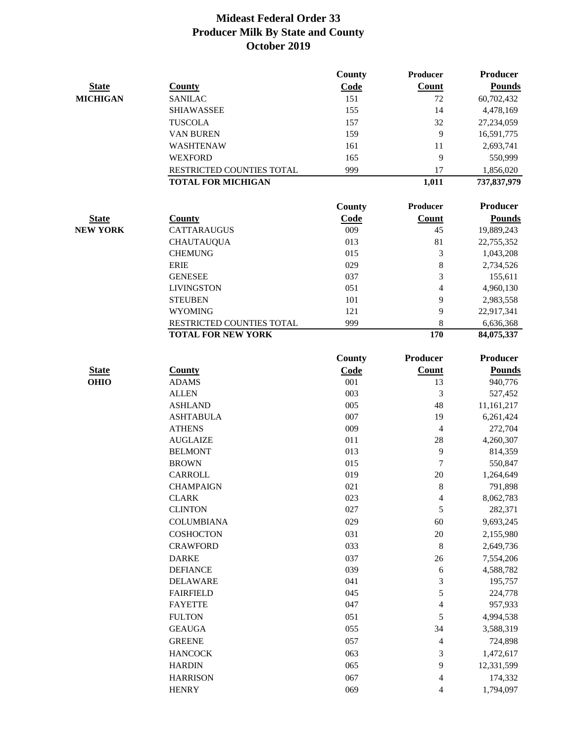# Mideast Federal Order 33
## Producer Milk By State and County
## October 2019

| State | County | County Code | Producer Count | Producer Pounds |
|---|---|---|---|---|
| MICHIGAN | SANILAC | 151 | 72 | 60,702,432 |
| | SHIAWASSEE | 155 | 14 | 4,478,169 |
| | TUSCOLA | 157 | 32 | 27,234,059 |
| | VAN BUREN | 159 | 9 | 16,591,775 |
| | WASHTENAW | 161 | 11 | 2,693,741 |
| | WEXFORD | 165 | 9 | 550,999 |
| | RESTRICTED COUNTIES TOTAL | 999 | 17 | 1,856,020 |
| | **TOTAL FOR MICHIGAN** | | **1,011** | **737,837,979** |

| State | County | County Code | Producer Count | Producer Pounds |
|---|---|---|---|---|
| NEW YORK | CATTARAUGUS | 009 | 45 | 19,889,243 |
| | CHAUTAUQUA | 013 | 81 | 22,755,352 |
| | CHEMUNG | 015 | 3 | 1,043,208 |
| | ERIE | 029 | 8 | 2,734,526 |
| | GENESEE | 037 | 3 | 155,611 |
| | LIVINGSTON | 051 | 4 | 4,960,130 |
| | STEUBEN | 101 | 9 | 2,983,558 |
| | WYOMING | 121 | 9 | 22,917,341 |
| | RESTRICTED COUNTIES TOTAL | 999 | 8 | 6,636,368 |
| | **TOTAL FOR NEW YORK** | | **170** | **84,075,337** |

| State | County | County Code | Producer Count | Producer Pounds |
|---|---|---|---|---|
| OHIO | ADAMS | 001 | 13 | 940,776 |
| | ALLEN | 003 | 3 | 527,452 |
| | ASHLAND | 005 | 48 | 11,161,217 |
| | ASHTABULA | 007 | 19 | 6,261,424 |
| | ATHENS | 009 | 4 | 272,704 |
| | AUGLAIZE | 011 | 28 | 4,260,307 |
| | BELMONT | 013 | 9 | 814,359 |
| | BROWN | 015 | 7 | 550,847 |
| | CARROLL | 019 | 20 | 1,264,649 |
| | CHAMPAIGN | 021 | 8 | 791,898 |
| | CLARK | 023 | 4 | 8,062,783 |
| | CLINTON | 027 | 5 | 282,371 |
| | COLUMBIANA | 029 | 60 | 9,693,245 |
| | COSHOCTON | 031 | 20 | 2,155,980 |
| | CRAWFORD | 033 | 8 | 2,649,736 |
| | DARKE | 037 | 26 | 7,554,206 |
| | DEFIANCE | 039 | 6 | 4,588,782 |
| | DELAWARE | 041 | 3 | 195,757 |
| | FAIRFIELD | 045 | 5 | 224,778 |
| | FAYETTE | 047 | 4 | 957,933 |
| | FULTON | 051 | 5 | 4,994,538 |
| | GEAUGA | 055 | 34 | 3,588,319 |
| | GREENE | 057 | 4 | 724,898 |
| | HANCOCK | 063 | 3 | 1,472,617 |
| | HARDIN | 065 | 9 | 12,331,599 |
| | HARRISON | 067 | 4 | 174,332 |
| | HENRY | 069 | 4 | 1,794,097 |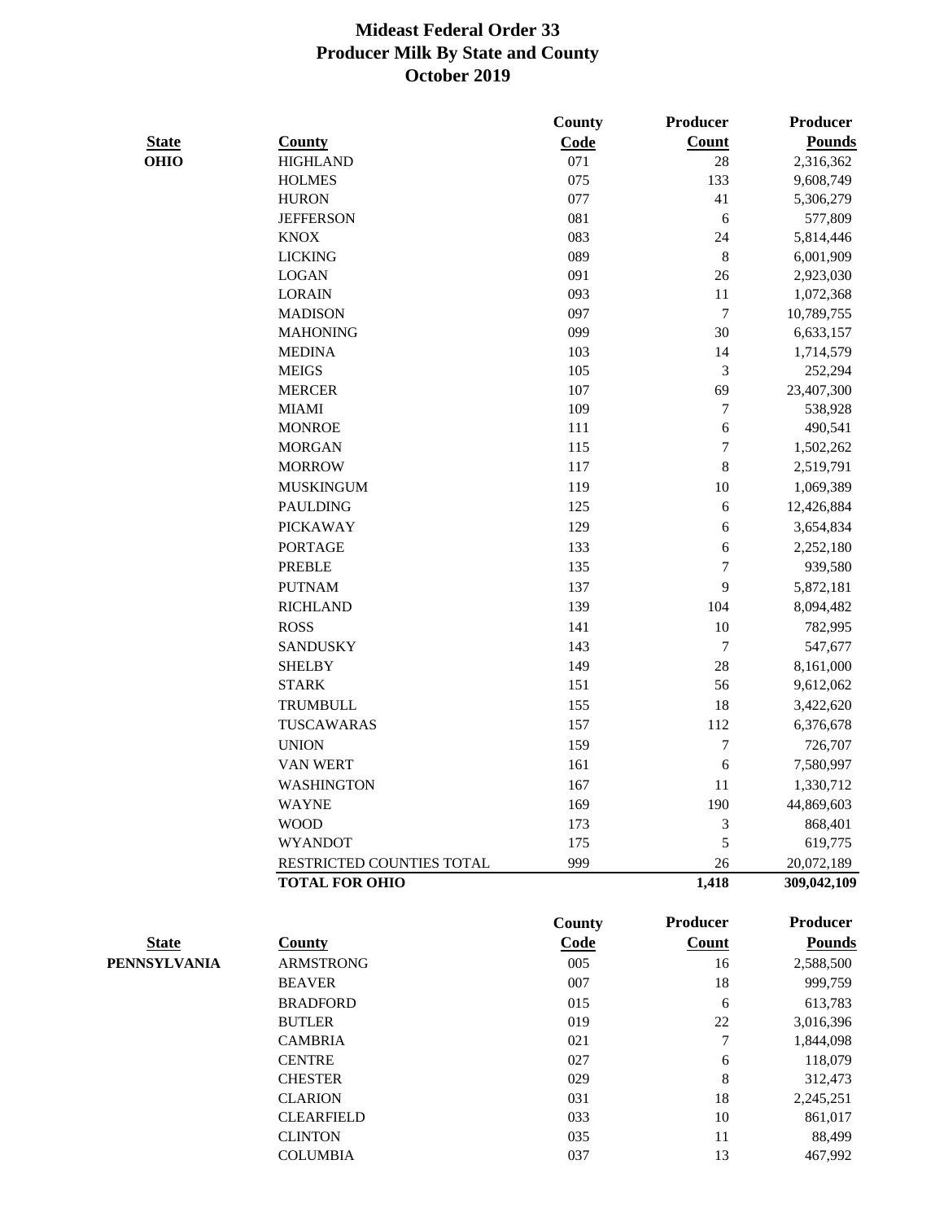# Mideast Federal Order 33
## Producer Milk By State and County
## October 2019

| State | County | County Code | Producer Count | Producer Pounds |
|---|---|---|---|---|
| OHIO | HIGHLAND | 071 | 28 | 2,316,362 |
| | HOLMES | 075 | 133 | 9,608,749 |
| | HURON | 077 | 41 | 5,306,279 |
| | JEFFERSON | 081 | 6 | 577,809 |
| | KNOX | 083 | 24 | 5,814,446 |
| | LICKING | 089 | 8 | 6,001,909 |
| | LOGAN | 091 | 26 | 2,923,030 |
| | LORAIN | 093 | 11 | 1,072,368 |
| | MADISON | 097 | 7 | 10,789,755 |
| | MAHONING | 099 | 30 | 6,633,157 |
| | MEDINA | 103 | 14 | 1,714,579 |
| | MEIGS | 105 | 3 | 252,294 |
| | MERCER | 107 | 69 | 23,407,300 |
| | MIAMI | 109 | 7 | 538,928 |
| | MONROE | 111 | 6 | 490,541 |
| | MORGAN | 115 | 7 | 1,502,262 |
| | MORROW | 117 | 8 | 2,519,791 |
| | MUSKINGUM | 119 | 10 | 1,069,389 |
| | PAULDING | 125 | 6 | 12,426,884 |
| | PICKAWAY | 129 | 6 | 3,654,834 |
| | PORTAGE | 133 | 6 | 2,252,180 |
| | PREBLE | 135 | 7 | 939,580 |
| | PUTNAM | 137 | 9 | 5,872,181 |
| | RICHLAND | 139 | 104 | 8,094,482 |
| | ROSS | 141 | 10 | 782,995 |
| | SANDUSKY | 143 | 7 | 547,677 |
| | SHELBY | 149 | 28 | 8,161,000 |
| | STARK | 151 | 56 | 9,612,062 |
| | TRUMBULL | 155 | 18 | 3,422,620 |
| | TUSCAWARAS | 157 | 112 | 6,376,678 |
| | UNION | 159 | 7 | 726,707 |
| | VAN WERT | 161 | 6 | 7,580,997 |
| | WASHINGTON | 167 | 11 | 1,330,712 |
| | WAYNE | 169 | 190 | 44,869,603 |
| | WOOD | 173 | 3 | 868,401 |
| | WYANDOT | 175 | 5 | 619,775 |
| | RESTRICTED COUNTIES TOTAL | 999 | 26 | 20,072,189 |
| | **TOTAL FOR OHIO** | | **1,418** | **309,042,109** |

| State | County | County Code | Producer Count | Producer Pounds |
|---|---|---|---|---|
| PENNSYLVANIA | ARMSTRONG | 005 | 16 | 2,588,500 |
| | BEAVER | 007 | 18 | 999,759 |
| | BRADFORD | 015 | 6 | 613,783 |
| | BUTLER | 019 | 22 | 3,016,396 |
| | CAMBRIA | 021 | 7 | 1,844,098 |
| | CENTRE | 027 | 6 | 118,079 |
| | CHESTER | 029 | 8 | 312,473 |
| | CLARION | 031 | 18 | 2,245,251 |
| | CLEARFIELD | 033 | 10 | 861,017 |
| | CLINTON | 035 | 11 | 88,499 |
| | COLUMBIA | 037 | 13 | 467,992 |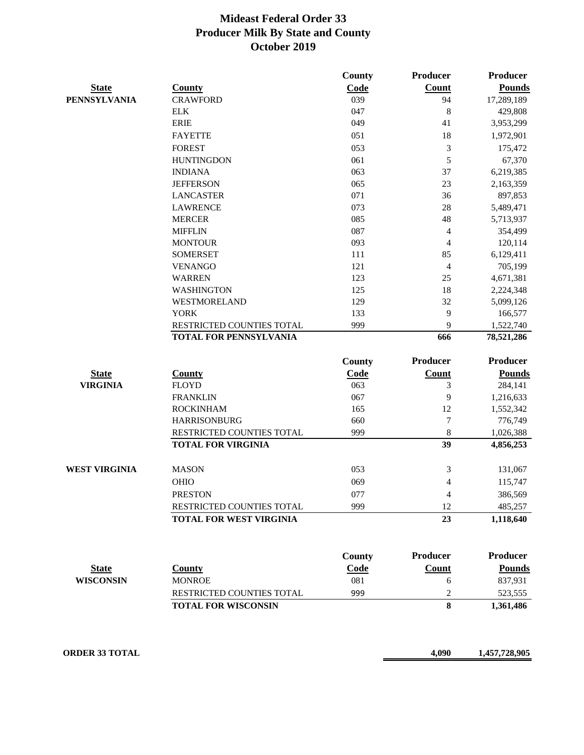# Mideast Federal Order 33
## Producer Milk By State and County
## October 2019

| State | County | County Code | Producer Count | Producer Pounds |
|---|---|---|---|---|
| PENNSYLVANIA | CRAWFORD | 039 | 94 | 17,289,189 |
| | ELK | 047 | 8 | 429,808 |
| | ERIE | 049 | 41 | 3,953,299 |
| | FAYETTE | 051 | 18 | 1,972,901 |
| | FOREST | 053 | 3 | 175,472 |
| | HUNTINGDON | 061 | 5 | 67,370 |
| | INDIANA | 063 | 37 | 6,219,385 |
| | JEFFERSON | 065 | 23 | 2,163,359 |
| | LANCASTER | 071 | 36 | 897,853 |
| | LAWRENCE | 073 | 28 | 5,489,471 |
| | MERCER | 085 | 48 | 5,713,937 |
| | MIFFLIN | 087 | 4 | 354,499 |
| | MONTOUR | 093 | 4 | 120,114 |
| | SOMERSET | 111 | 85 | 6,129,411 |
| | VENANGO | 121 | 4 | 705,199 |
| | WARREN | 123 | 25 | 4,671,381 |
| | WASHINGTON | 125 | 18 | 2,224,348 |
| | WESTMORELAND | 129 | 32 | 5,099,126 |
| | YORK | 133 | 9 | 166,577 |
| | RESTRICTED COUNTIES TOTAL | 999 | 9 | 1,522,740 |
| | **TOTAL FOR PENNSYLVANIA** | | **666** | **78,521,286** |

| State | County | County Code | Producer Count | Producer Pounds |
|---|---|---|---|---|
| VIRGINIA | FLOYD | 063 | 3 | 284,141 |
| | FRANKLIN | 067 | 9 | 1,216,633 |
| | ROCKINHAM | 165 | 12 | 1,552,342 |
| | HARRISONBURG | 660 | 7 | 776,749 |
| | RESTRICTED COUNTIES TOTAL | 999 | 8 | 1,026,388 |
| | **TOTAL FOR VIRGINIA** | | **39** | **4,856,253** |
| WEST VIRGINIA | MASON | 053 | 3 | 131,067 |
| | OHIO | 069 | 4 | 115,747 |
| | PRESTON | 077 | 4 | 386,569 |
| | RESTRICTED COUNTIES TOTAL | 999 | 12 | 485,257 |
| | **TOTAL FOR WEST VIRGINIA** | | **23** | **1,118,640** |

| State | County | County Code | Producer Count | Producer Pounds |
|---|---|---|---|---|
| WISCONSIN | MONROE | 081 | 6 | 837,931 |
| | RESTRICTED COUNTIES TOTAL | 999 | 2 | 523,555 |
| | **TOTAL FOR WISCONSIN** | | **8** | **1,361,486** |

| | | | | |
|---|---|---|---|---|
| **ORDER 33 TOTAL** | | | **4,090** | **1,457,728,905** |